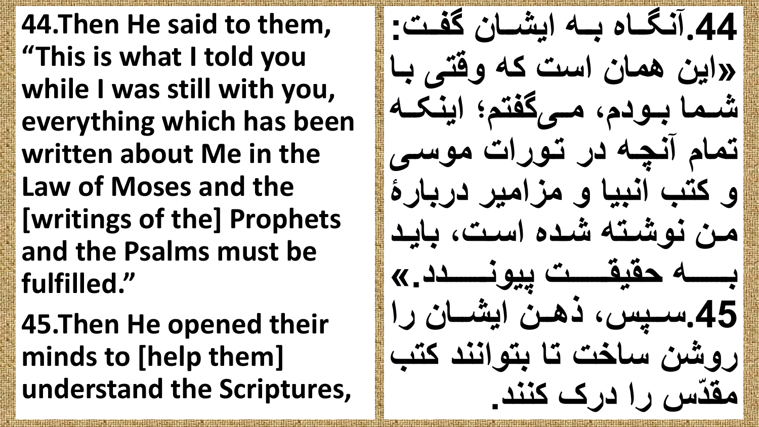**44.Then He said to them, "This is what I told you while I was still with you, everything which has been written about Me in the Law of Moses and the [writings of the] Prophets and the Psalms must be fulfilled."**

**45.Then He opened their minds to [help them] understand the Scriptures,**

**44.آنگاه به ایشان گفت: «این همان است که وقتی با شما بودم، می‌گفتم؛ اینکه تمام آنچه در تورات موسی و کتب انبیا و مزامیر دربارهٔ من نوشته شده است، باید به حقیقت پیوندد.»**

**45.سپس، ذهن ایشان را روشن ساخت تا بتوانند کتب مقدّس را درک کنند.**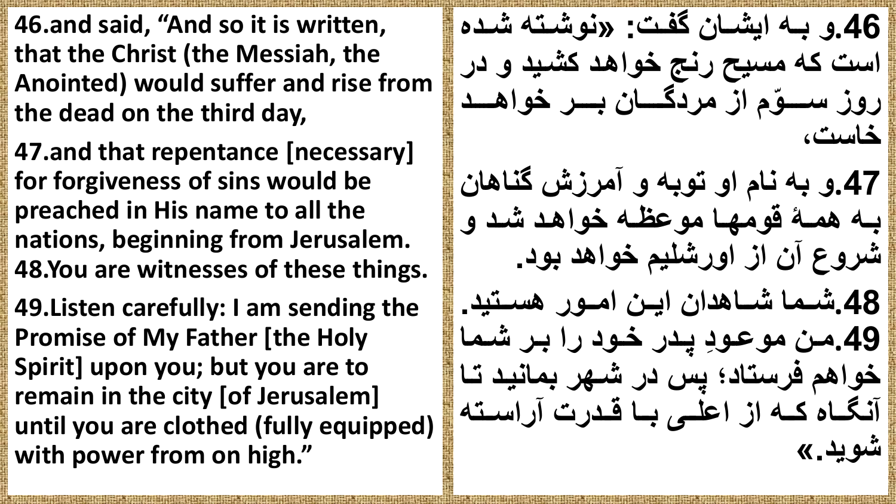46.and said, "And so it is written, that the Christ (the Messiah, the Anointed) would suffer and rise from the dead on the third day,

47.and that repentance [necessary] for forgiveness of sins would be preached in His name to all the nations, beginning from Jerusalem.

48.You are witnesses of these things.

49.Listen carefully: I am sending the Promise of My Father [the Holy Spirit] upon you; but you are to remain in the city [of Jerusalem] until you are clothed (fully equipped) with power from on high."

46.و به ایشان گفت: «نوشته شده است که مسیح رنج خواهد کشید و در روز سوّم از مردگان بر خواهد خاست،

47.و به نام او توبه و آمرزش گناهان به همهٔ قومها موعظه خواهد شد و شروع آن از اورشلیم خواهد بود.

48.شما شاهدان این امور هستید.

49.من موعودِ پدر خود را بر شما خواهم فرستاد؛ پس در شهر بمانید تا آنگاه که از اعلی با قدرت آراسته شوید.»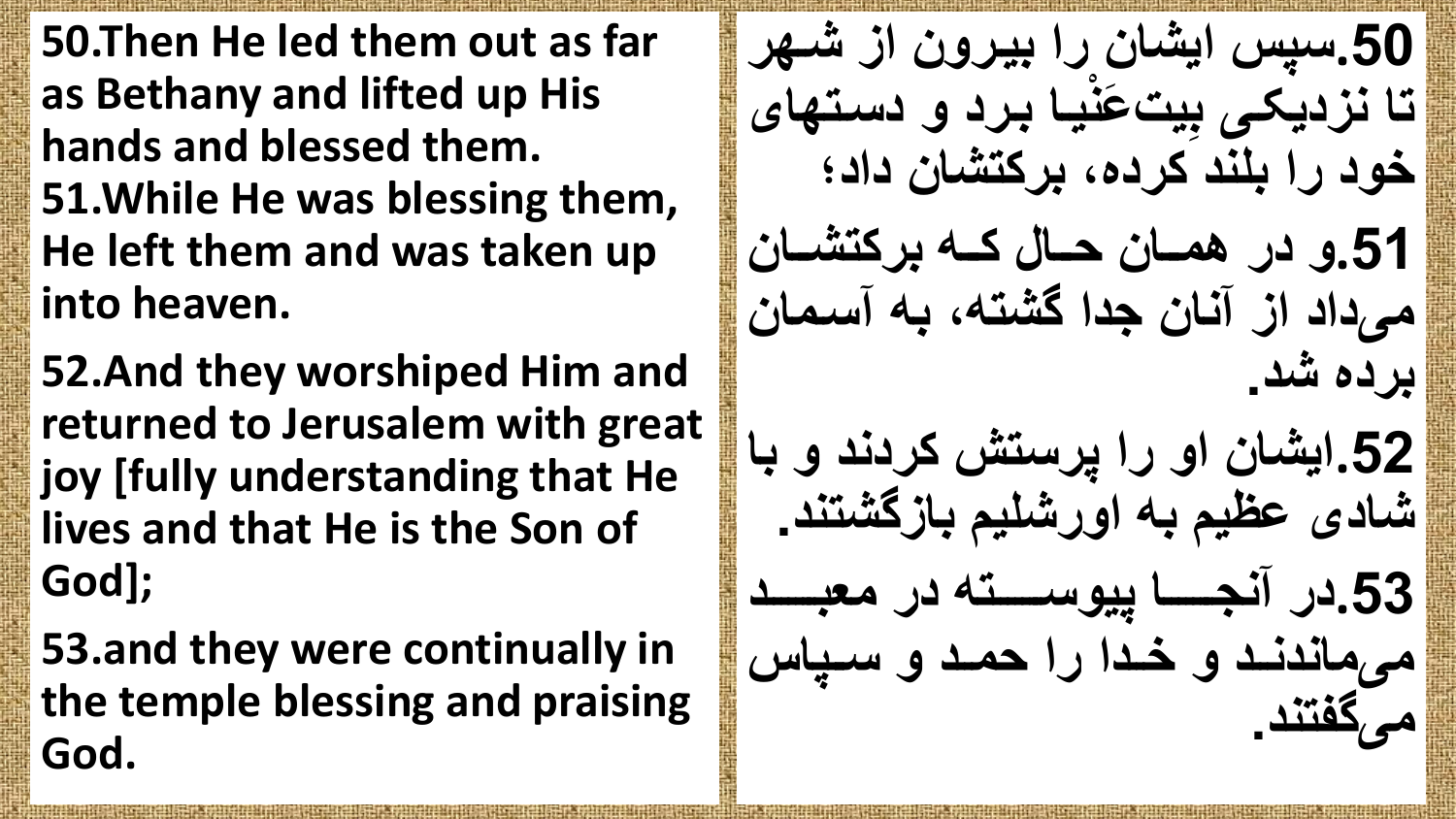50.Then He led them out as far as Bethany and lifted up His hands and blessed them.

51.While He was blessing them, He left them and was taken up into heaven.

52.And they worshiped Him and returned to Jerusalem with great joy [fully understanding that He lives and that He is the Son of God];

53.and they were continually in the temple blessing and praising God.

50.سپس ایشان را بیرون از شهر تا نزدیکی بِیت‌عَنْیا برد و دستهای خود را بلند کرده، برکتشان داد؛

51.و در همان حال که برکتشان می‌داد از آنان جدا گشته، به آسمان برده شد.

52.ایشان او را پرستش کردند و با شادی عظیم به اورشلیم بازگشتند.

53.در آنجا پیوسته در معبد می‌ماندند و خدا را حمد و سپاس می‌گفتند.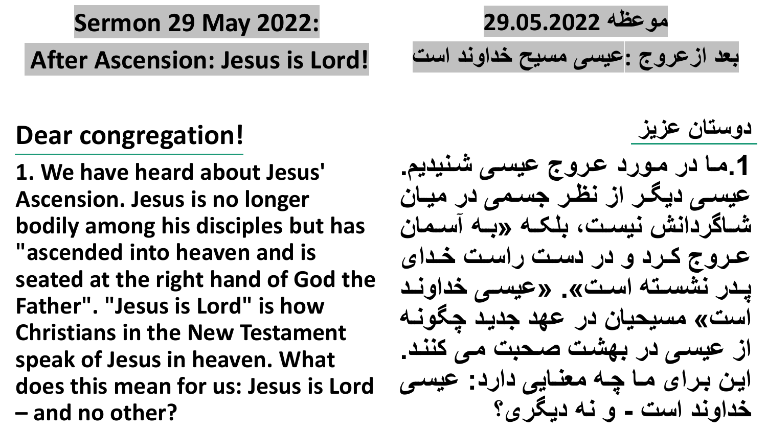# Sermon 29 May 2022:

## After Ascension: Jesus is Lord!

# موعظه 29.05.2022

## بعد ازعروج :عیسی مسیح خداوند است

**Dear congregation!**

**1. We have heard about Jesus' Ascension. Jesus is no longer bodily among his disciples but has "ascended into heaven and is seated at the right hand of God the Father". "Jesus is Lord" is how Christians in the New Testament speak of Jesus in heaven. What does this mean for us: Jesus is Lord – and no other?**

**دوستان عزیز**

**1.ما در مورد عروج عیسی شنیدیم. عیسی دیگر از نظر جسمی در میان شاگردانش نیست، بلکه «به آسمان عروج کرد و در دست راست خدای پدر نشسته است». «عیسی خداوند است» مسیحیان در عهد جدید چگونه از عیسی در بهشت صحبت می کنند. این برای ما چه معنایی دارد: عیسی خداوند است - و نه دیگری؟**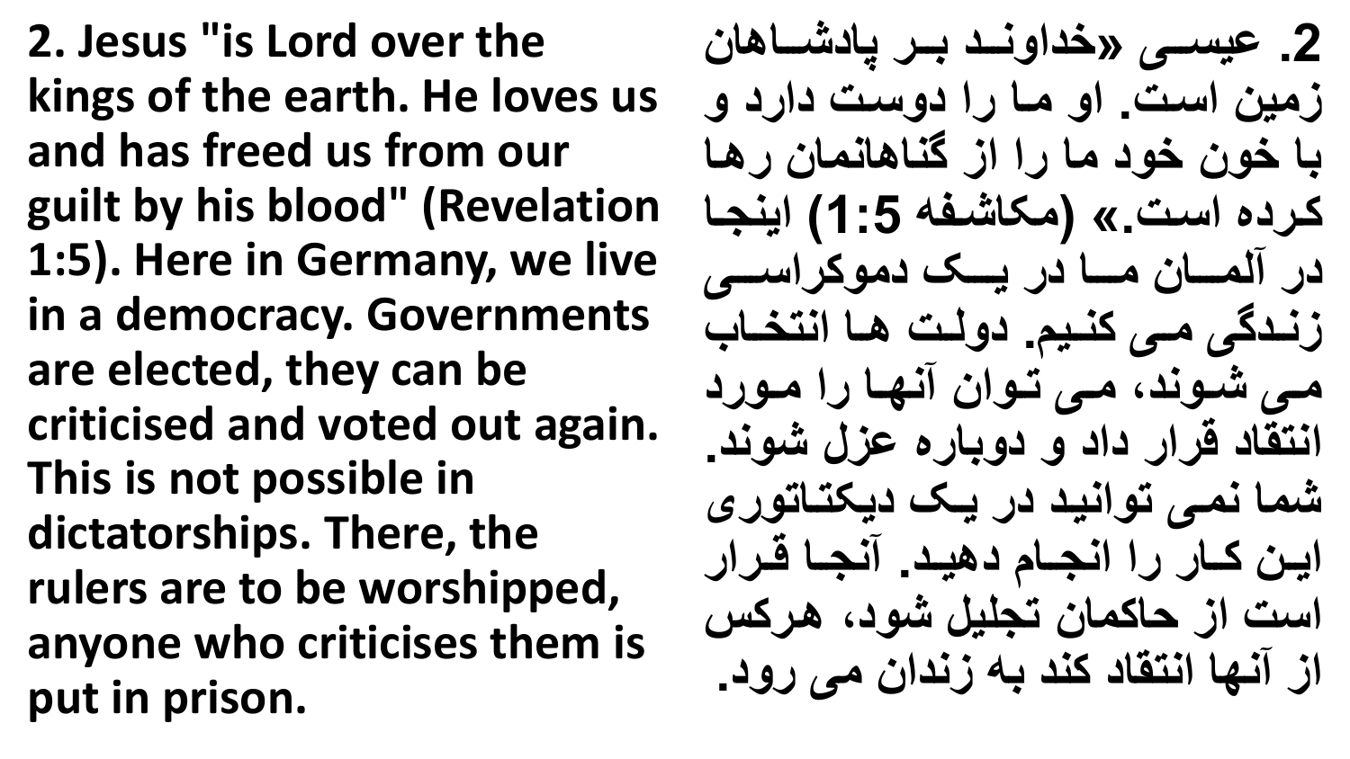2. Jesus "is Lord over the kings of the earth. He loves us and has freed us from our guilt by his blood" (Revelation 1:5). Here in Germany, we live in a democracy. Governments are elected, they can be criticised and voted out again. This is not possible in dictatorships. There, the rulers are to be worshipped, anyone who criticises them is put in prison.

2. عیسی «خداوند بر پادشاهان زمین است. او ما را دوست دارد و با خون خود ما را از گناهانمان رها کرده است.» (مکاشفه 1:5) اینجا در آلمان ما در یک دموکراسی زندگی می کنیم. دولت ها انتخاب می شوند، می توان آنها را مورد انتقاد قرار داد و دوباره عزل شوند. شما نمی توانید در یک دیکتاتوری این کار را انجام دهید. آنجا قرار است از حاکمان تجلیل شود، هرکس از آنها انتقاد کند به زندان می رود.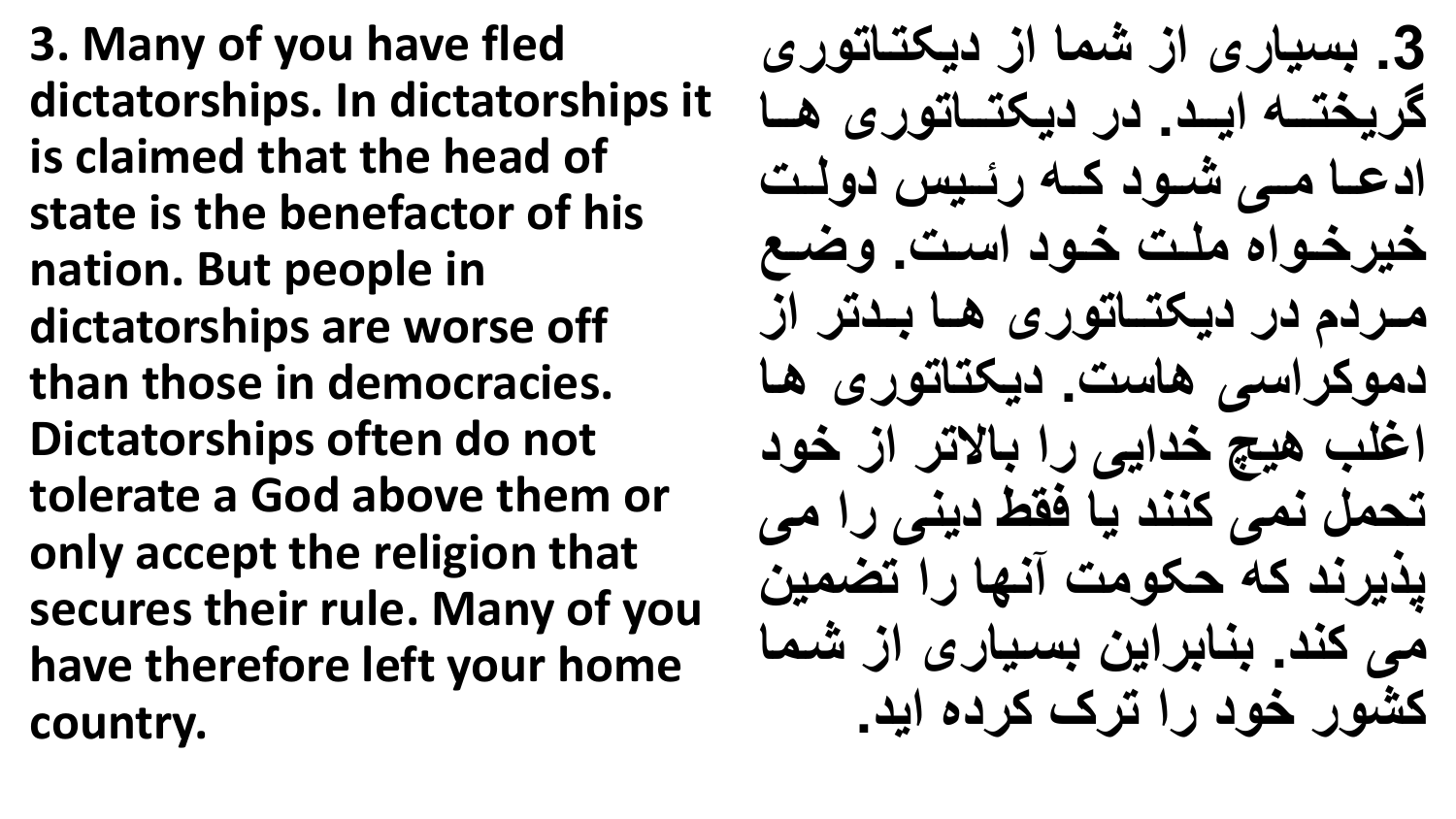**3. Many of you have fled dictatorships. In dictatorships it is claimed that the head of state is the benefactor of his nation. But people in dictatorships are worse off than those in democracies. Dictatorships often do not tolerate a God above them or only accept the religion that secures their rule. Many of you have therefore left your home country.**

**3. بسیاری از شما از دیکتاتوری گریخته اید. در دیکتاتوری ها ادعا می شود که رئیس دولت خیرخواه ملت خود است. وضع مردم در دیکتاتوری ها بدتر از دموکراسی هاست. دیکتاتوری ها اغلب هیچ خدایی را بالاتر از خود تحمل نمی کنند یا فقط دینی را می پذیرند که حکومت آنها را تضمین می کند. بنابراین بسیاری از شما کشور خود را ترک کرده اید.**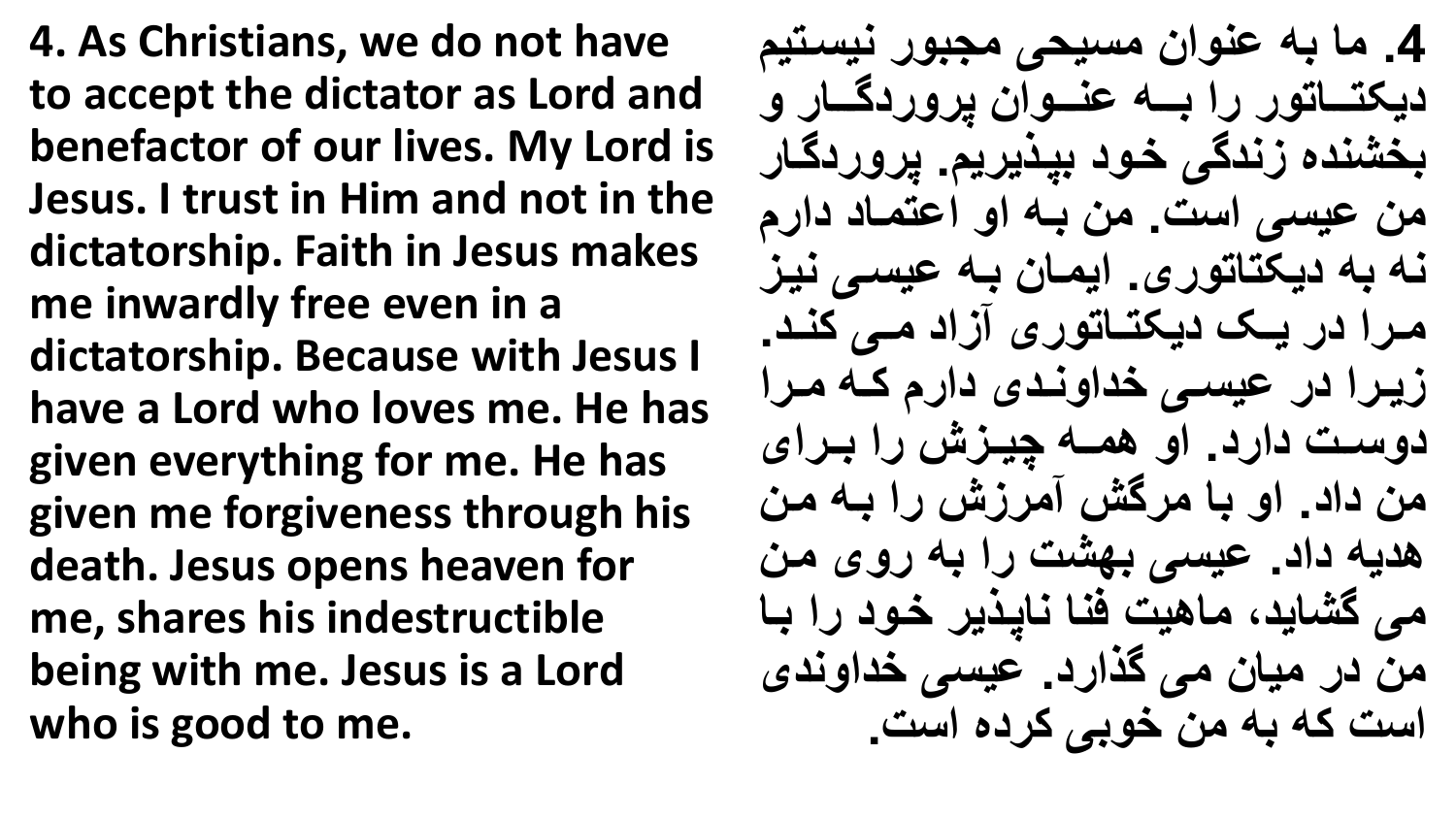4. As Christians, we do not have to accept the dictator as Lord and benefactor of our lives. My Lord is Jesus. I trust in Him and not in the dictatorship. Faith in Jesus makes me inwardly free even in a dictatorship. Because with Jesus I have a Lord who loves me. He has given everything for me. He has given me forgiveness through his death. Jesus opens heaven for me, shares his indestructible being with me. Jesus is a Lord who is good to me.

4. ما به عنوان مسیحی مجبور نیستیم دیکتاتور را به عنوان پروردگار و بخشنده زندگی خود بپذیریم. پروردگار من عیسی است. من به او اعتماد دارم نه به دیکتاتوری. ایمان به عیسی نیز مرا در یک دیکتاتوری آزاد می کند. زیرا در عیسی خداوندی دارم که مرا دوست دارد. او همه چیزش را برای من داد. او با مرگش آمرزش را به من هدیه داد. عیسی بهشت را به روی من می گشاید، ماهیت فنا ناپذیر خود را با من در میان می گذارد. عیسی خداوندی است که به من خوبی کرده است.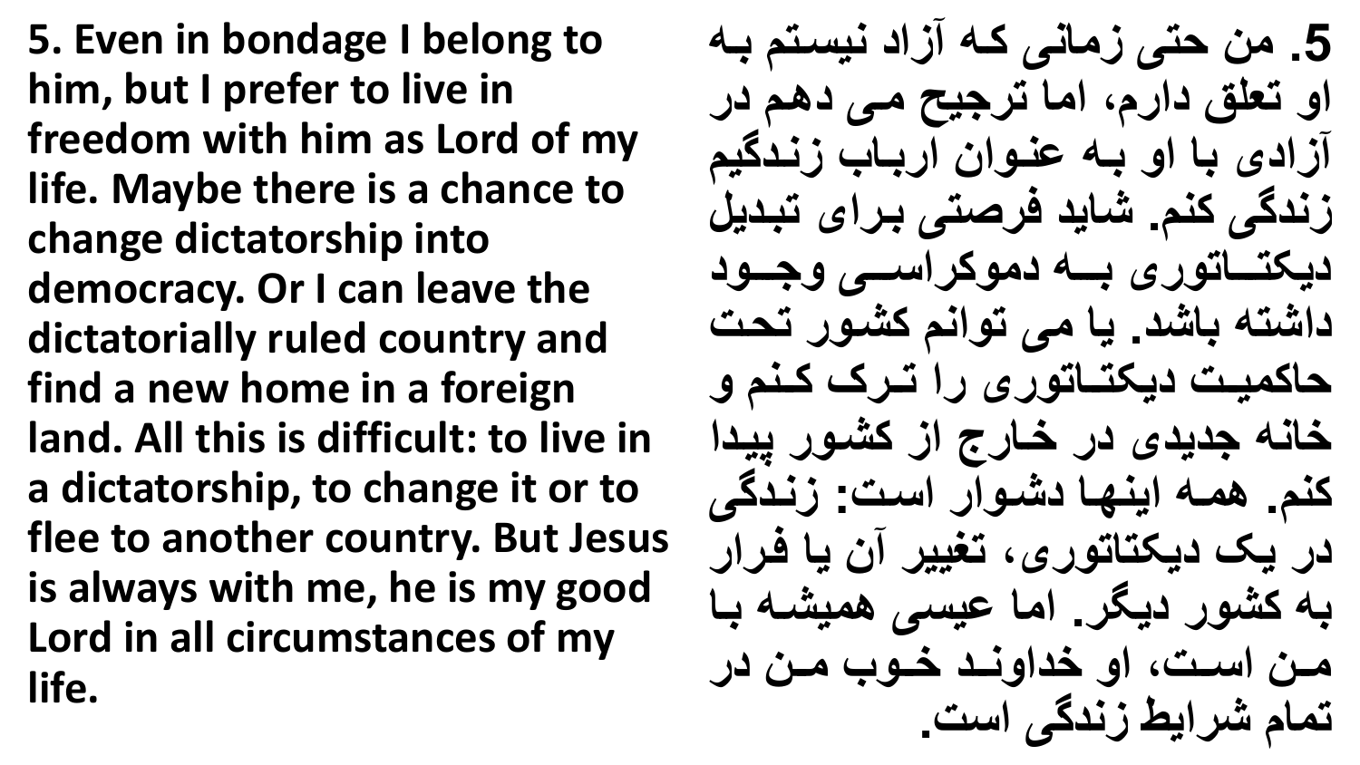**5. Even in bondage I belong to him, but I prefer to live in freedom with him as Lord of my life. Maybe there is a chance to change dictatorship into democracy. Or I can leave the dictatorially ruled country and find a new home in a foreign land. All this is difficult: to live in a dictatorship, to change it or to flee to another country. But Jesus is always with me, he is my good Lord in all circumstances of my life.**

**5. من حتی زمانی که آزاد نیستم به او تعلق دارم، اما ترجیح می دهم در آزادی با او به عنوان ارباب زندگیم زندگی کنم. شاید فرصتی برای تبدیل دیکتاتوری به دموکراسی وجود داشته باشد. یا می توانم کشور تحت حاکمیت دیکتاتوری را ترک کنم و خانه جدیدی در خارج از کشور پیدا کنم. همه اینها دشوار است: زندگی در یک دیکتاتوری، تغییر آن یا فرار به کشور دیگر. اما عیسی همیشه با من است، او خداوند خوب من در تمام شرایط زندگی است.**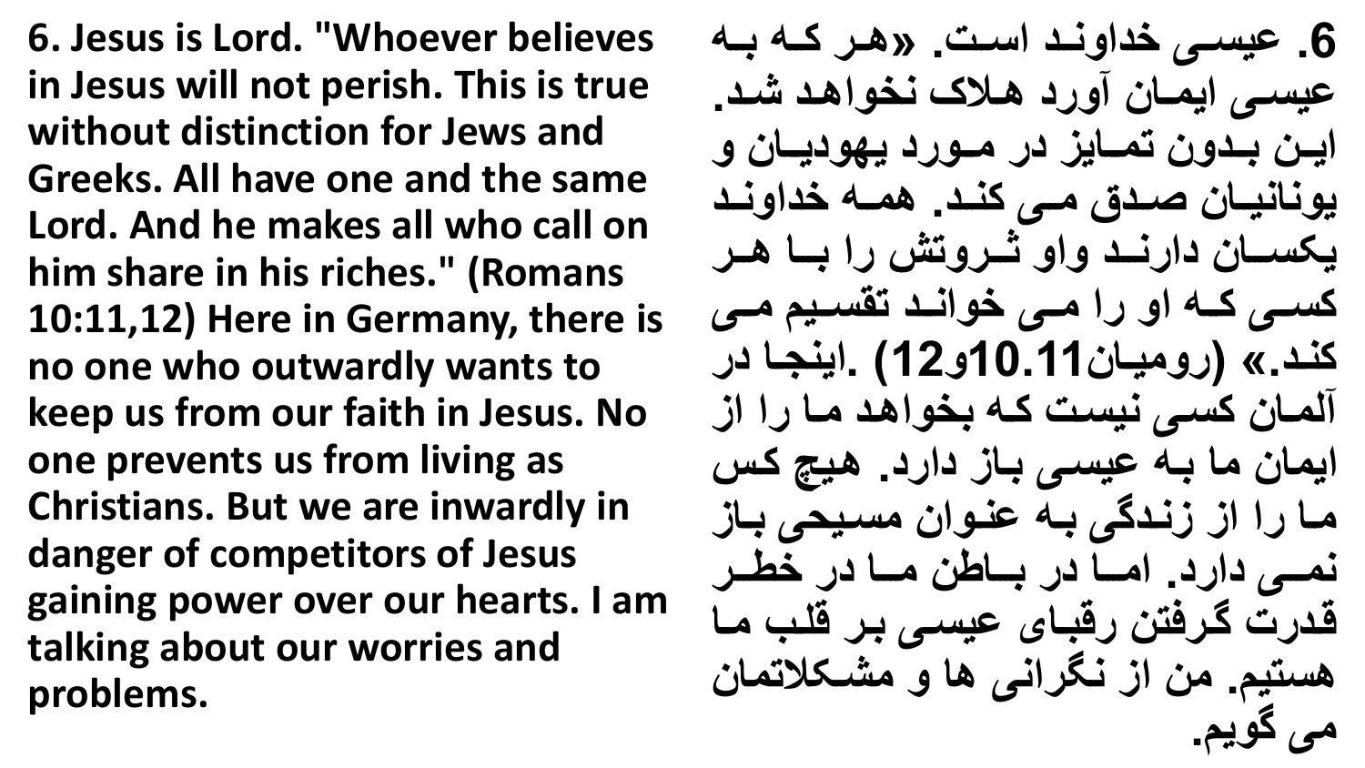**6. Jesus is Lord. "Whoever believes in Jesus will not perish. This is true without distinction for Jews and Greeks. All have one and the same Lord. And he makes all who call on him share in his riches." (Romans 10:11,12) Here in Germany, there is no one who outwardly wants to keep us from our faith in Jesus. No one prevents us from living as Christians. But we are inwardly in danger of competitors of Jesus gaining power over our hearts. I am talking about our worries and problems.**

**6. عیسی خداوند است. «هر که به عیسی ایمان آورد هلاک نخواهد شد. این بدون تمایز در مورد یهودیان و یونانیان صدق می کند. همه خداوند یکسان دارند واو ثروتش را با هر کسی که او را می خواند تقسیم می کند.» (رومیان10.11و12) .اینجا در آلمان کسی نیست که بخواهد ما را از ایمان ما به عیسی باز دارد. هیچ کس ما را از زندگی به عنوان مسیحی باز نمی دارد. اما در باطن ما در خطر قدرت گرفتن رقبای عیسی بر قلب ما هستیم. من از نگرانی ها و مشکلاتمان می گویم.**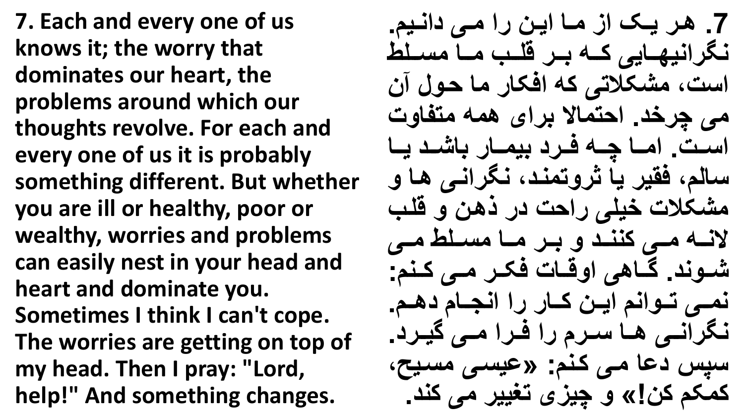7. Each and every one of us knows it; the worry that dominates our heart, the problems around which our thoughts revolve. For each and every one of us it is probably something different. But whether you are ill or healthy, poor or wealthy, worries and problems can easily nest in your head and heart and dominate you. Sometimes I think I can't cope. The worries are getting on top of my head. Then I pray: "Lord, help!" And something changes.

7. هر یک از ما این را می دانیم. نگرانیهایی که بر قلب ما مسلط است، مشکلاتی که افکار ما حول آن می چرخد. احتمالا برای همه متفاوت است. اما چه فرد بیمار باشد یا سالم، فقیر یا ثروتمند، نگرانی ها و مشکلات خیلی راحت در ذهن و قلب لانه می کنند و بر ما مسلط می شوند. گاهی اوقات فکر می کنم: نمی توانم این کار را انجام دهم. نگرانی ها سرم را فرا می گیرد. سپس دعا می کنم: «عیسی مسیح، کمکم کن!» و چیزی تغییر می کند.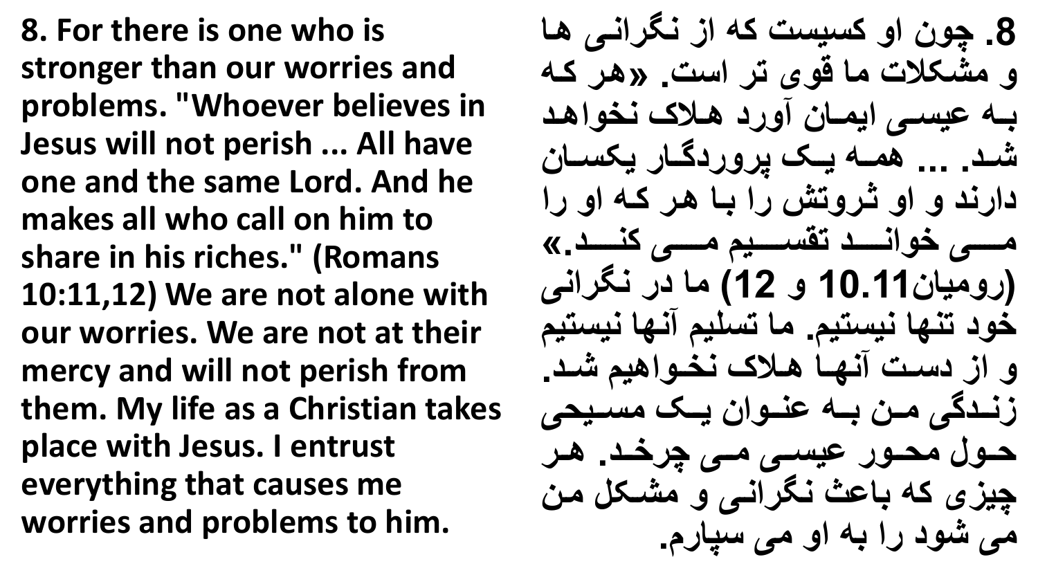**8. For there is one who is stronger than our worries and problems. "Whoever believes in Jesus will not perish ... All have one and the same Lord. And he makes all who call on him to share in his riches." (Romans 10:11,12) We are not alone with our worries. We are not at their mercy and will not perish from them. My life as a Christian takes place with Jesus. I entrust everything that causes me worries and problems to him.**

**8. چون او کسیست که از نگرانی ها و مشکلات ما قوی تر است. «هر که به عیسی ایمان آورد هلاک نخواهد شد. ... همه یک پروردگار یکسان دارند و او ثروتش را با هر که او را می خواند تقسیم می کند.» (رومیان10.11 و 12) ما در نگرانی خود تنها نیستیم. ما تسلیم آنها نیستیم و از دست آنها هلاک نخواهیم شد. زندگی من به عنوان یک مسیحی حول محور عیسی می چرخد. هر چیزی که باعث نگرانی و مشکل من می شود را به او می سپارم.**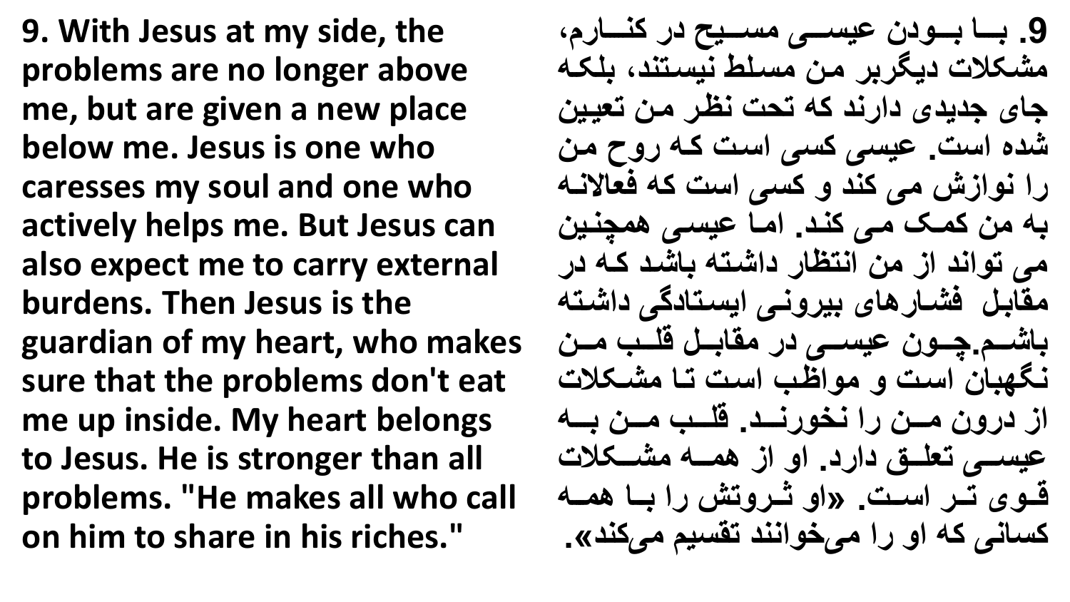9. With Jesus at my side, the problems are no longer above me, but are given a new place below me. Jesus is one who caresses my soul and one who actively helps me. But Jesus can also expect me to carry external burdens. Then Jesus is the guardian of my heart, who makes sure that the problems don't eat me up inside. My heart belongs to Jesus. He is stronger than all problems. "He makes all who call on him to share in his riches."

9. با بودن عیسی مسیح در کنارم، مشکلات دیگربر من مسلط نیستند، بلکه جای جدیدی دارند که تحت نظر من تعیین شده است. عیسی کسی است که روح من را نوازش می کند و کسی است که فعالانه به من کمک می کند. اما عیسی همچنین می تواند از من انتظار داشته باشد که در مقابل فشارهای بیرونی ایستادگی داشته باشم.چون عیسی در مقابل قلب من نگهبان است و مواظب است تا مشکلات از درون من را نخورند. قلب من به عیسی تعلق دارد. او از همه مشکلات قوی تر است. «او ثروتش را با همه کسانی که او را می‌خوانند تقسیم می‌کند».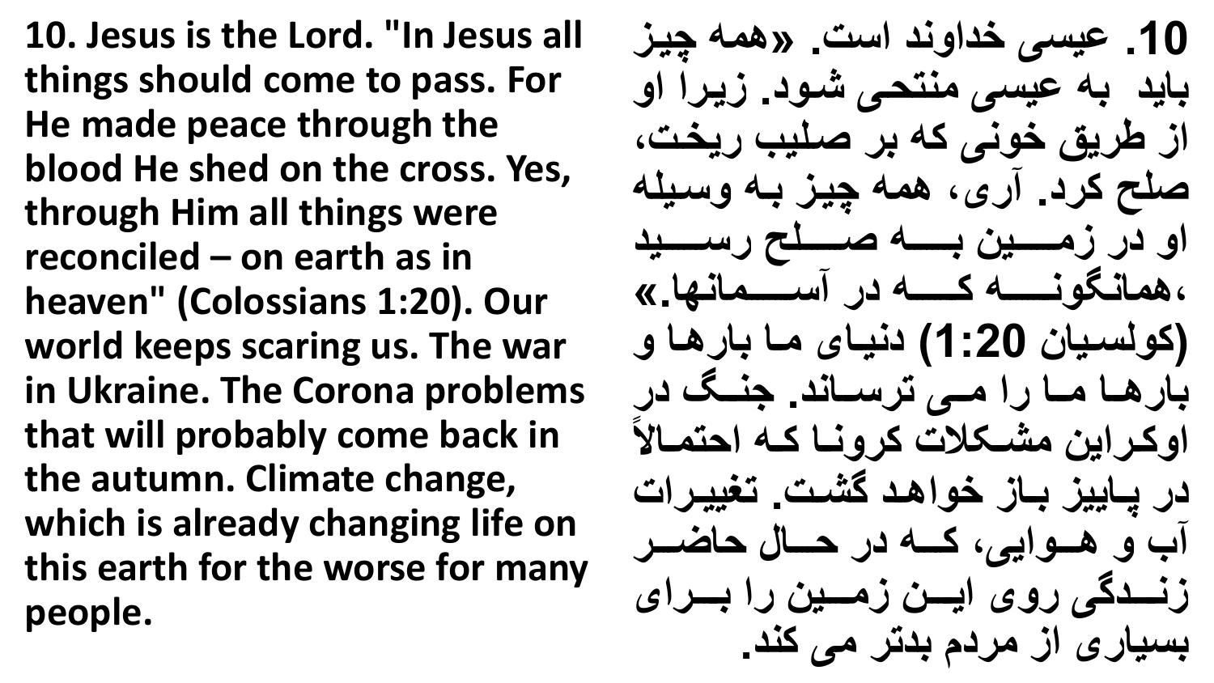**10. Jesus is the Lord. "In Jesus all things should come to pass. For He made peace through the blood He shed on the cross. Yes, through Him all things were reconciled – on earth as in heaven" (Colossians 1:20). Our world keeps scaring us. The war in Ukraine. The Corona problems that will probably come back in the autumn. Climate change, which is already changing life on this earth for the worse for many people.**

**10. عیسی خداوند است. «همه چیز باید به عیسی منتحی شود. زیرا او از طریق خونی که بر صلیب ریخت، صلح کرد. آری، همه چیز به وسیله او در زمین به صلح رسید ،همانگونه که در آسمانها.» (کولسیان 1:20) دنیای ما بارها و بارها ما را می ترساند. جنگ در اوکراین مشکلات کرونا که احتمالاً در پاییز باز خواهد گشت. تغییرات آب و هوایی، که در حال حاضر زندگی روی این زمین را برای بسیاری از مردم بدتر می کند.**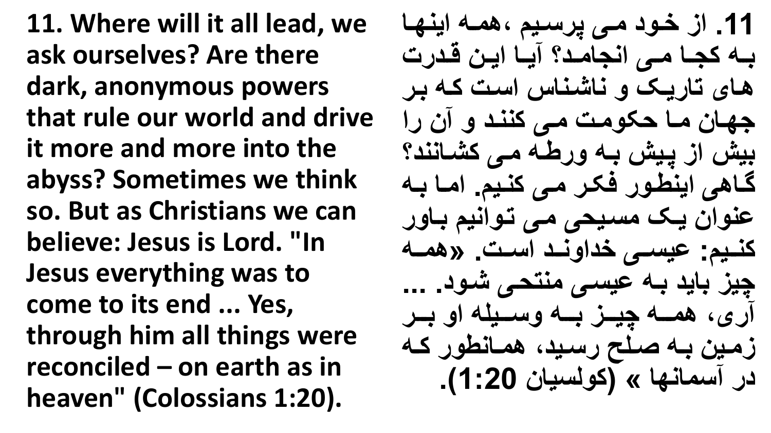**11. Where will it all lead, we ask ourselves? Are there dark, anonymous powers that rule our world and drive it more and more into the abyss? Sometimes we think so. But as Christians we can believe: Jesus is Lord. "In Jesus everything was to come to its end ... Yes, through him all things were reconciled – on earth as in heaven" (Colossians 1:20).**

**11. از خود می پرسیم ،همه اینها به کجا می انجامد؟ آیا این قدرت های تاریک و ناشناس است که بر جهان ما حکومت می کنند و آن را بیش از پیش به ورطه می کشانند؟ گاهی اینطور فکر می کنیم. اما به عنوان یک مسیحی می توانیم باور کنیم: عیسی خداوند است. «همه چیز باید به عیسی منتحی شود. ... آری، همه چیز به وسیله او بر زمین به صلح رسید، همانطور که در آسمانها » (کولسیان 1:20).**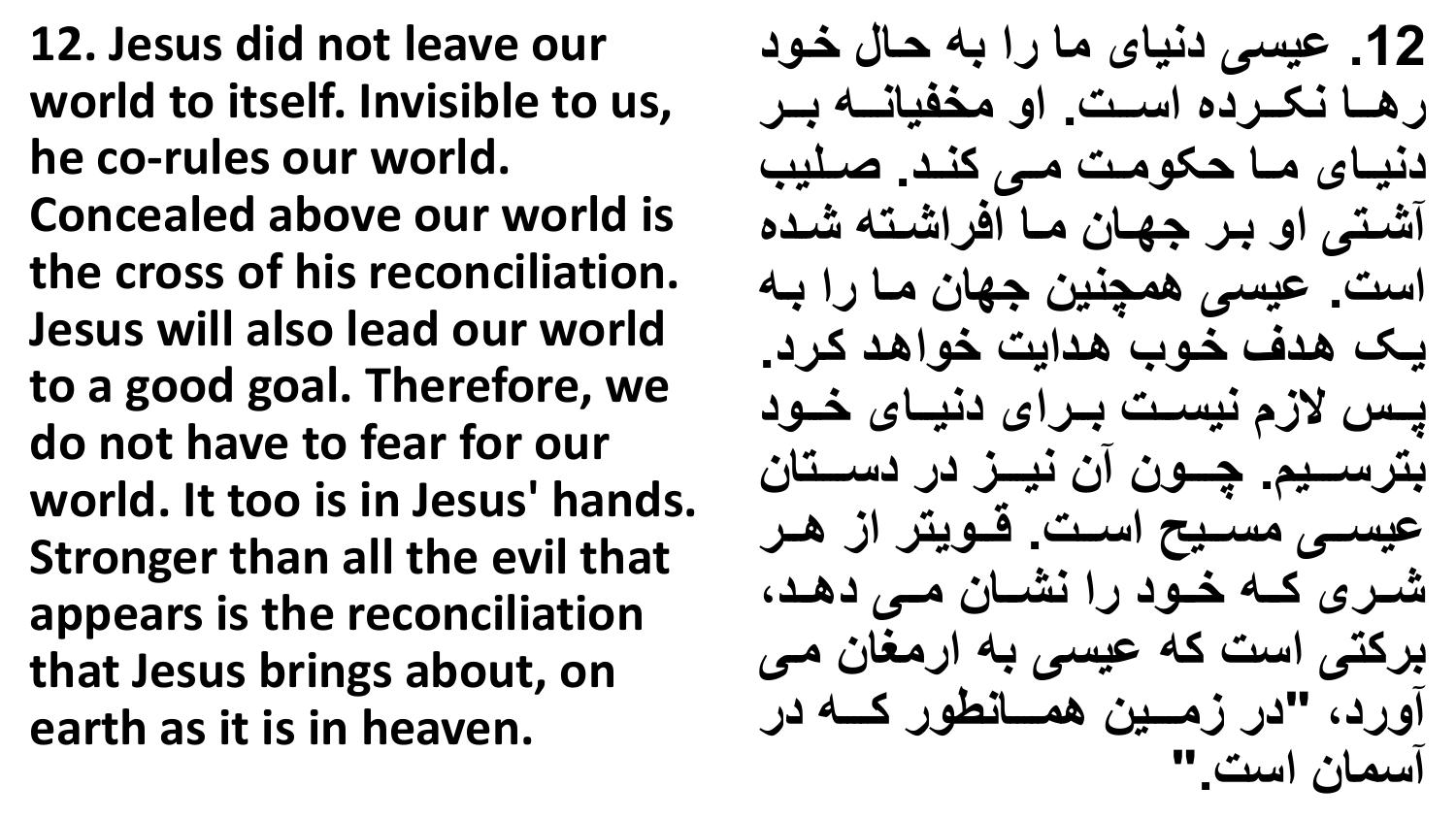**12. Jesus did not leave our world to itself. Invisible to us, he co-rules our world. Concealed above our world is the cross of his reconciliation. Jesus will also lead our world to a good goal. Therefore, we do not have to fear for our world. It too is in Jesus' hands. Stronger than all the evil that appears is the reconciliation that Jesus brings about, on earth as it is in heaven.**

**12. عیسی دنیای ما را به حال خود رها نکرده است. او مخفیانه بر دنیای ما حکومت می کند. صلیب آشتی او بر جهان ما افراشته شده است. عیسی همچنین جهان ما را به یک هدف خوب هدایت خواهد کرد. پس لازم نیست برای دنیای خود بترسیم. چون آن نیز در دستان عیسی مسیح است. قویتر از هر شری که خود را نشان می دهد، برکتی است که عیسی به ارمغان می آورد، "در زمین همانطور که در آسمان است."**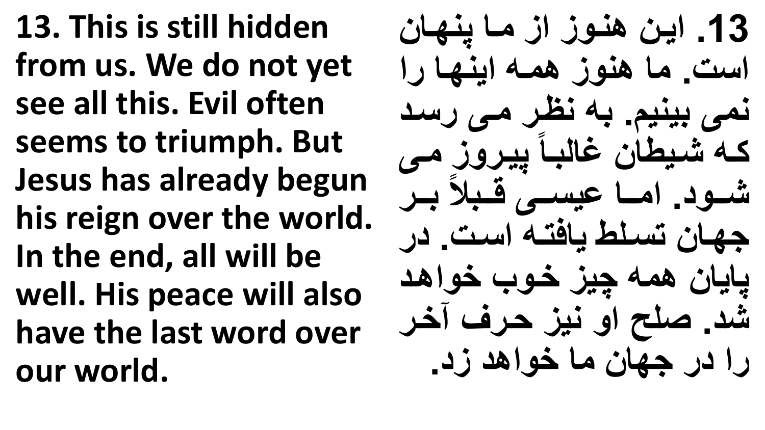**13. This is still hidden from us. We do not yet see all this. Evil often seems to triumph. But Jesus has already begun his reign over the world. In the end, all will be well. His peace will also have the last word over our world.**

**13. این هنوز از ما پنهان است. ما هنوز همه اینها را نمی بینیم. به نظر می رسد که شیطان غالباً پیروز می شود. اما عیسی قبلاً بر جهان تسلط یافته است. در پایان همه چیز خوب خواهد شد. صلح او نیز حرف آخر را در جهان ما خواهد زد.**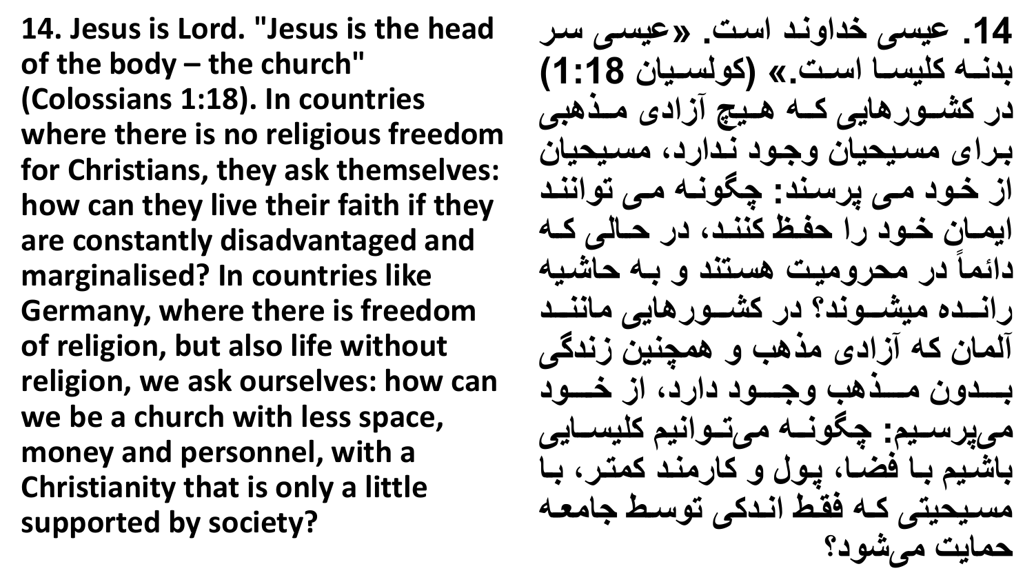**14. Jesus is Lord. "Jesus is the head of the body – the church" (Colossians 1:18). In countries where there is no religious freedom for Christians, they ask themselves: how can they live their faith if they are constantly disadvantaged and marginalised? In countries like Germany, where there is freedom of religion, but also life without religion, we ask ourselves: how can we be a church with less space, money and personnel, with a Christianity that is only a little supported by society?**

**14. عیسی خداوند است. «عیسی سر بدنه کلیسا است.» (کولسیان 1:18) در کشورهایی که هیچ آزادی مذهبی برای مسیحیان وجود ندارد، مسیحیان از خود می پرسند: چگونه می توانند ایمان خود را حفظ کنند، در حالی که دائماً در محرومیت هستند و به حاشیه رانده میشوند؟ در کشورهایی مانند آلمان که آزادی مذهب و همچنین زندگی بدون مذهب وجود دارد، از خود می‌پرسیم: چگونه می‌توانیم کلیسایی باشیم با فضا، پول و کارمند کمتر، با مسیحیتی که فقط اندکی توسط جامعه حمایت می‌شود؟**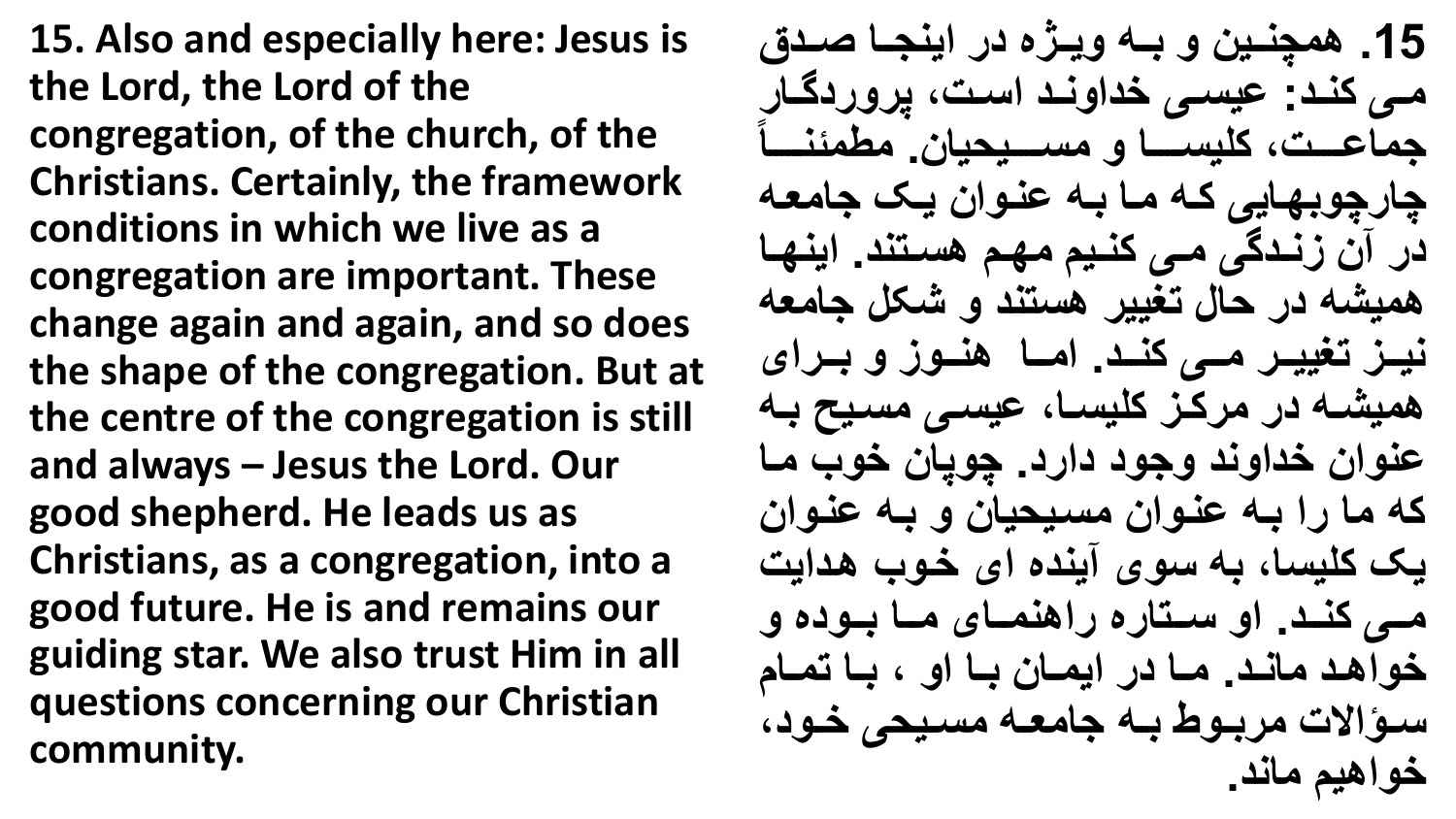**15. Also and especially here: Jesus is the Lord, the Lord of the congregation, of the church, of the Christians. Certainly, the framework conditions in which we live as a congregation are important. These change again and again, and so does the shape of the congregation. But at the centre of the congregation is still and always – Jesus the Lord. Our good shepherd. He leads us as Christians, as a congregation, into a good future. He is and remains our guiding star. We also trust Him in all questions concerning our Christian community.**

**15. همچنین و به ویژه در اینجا صدق می کند: عیسی خداوند است، پروردگار جماعت، کلیسا و مسیحیان. مطمئناً چارچوبهایی که ما به عنوان یک جامعه در آن زندگی می کنیم مهم هستند. اینها همیشه در حال تغییر هستند و شکل جامعه نیز تغییر می کند. اما هنوز و برای همیشه در مرکز کلیسا، عیسی مسیح به عنوان خداوند وجود دارد. چوپان خوب ما که ما را به عنوان مسیحیان و به عنوان یک کلیسا، به سوی آینده ای خوب هدایت می کند. او ستاره راهنمای ما بوده و خواهد ماند. ما در ایمان با او ، با تمام سؤالات مربوط به جامعه مسیحی خود، خواهیم ماند.**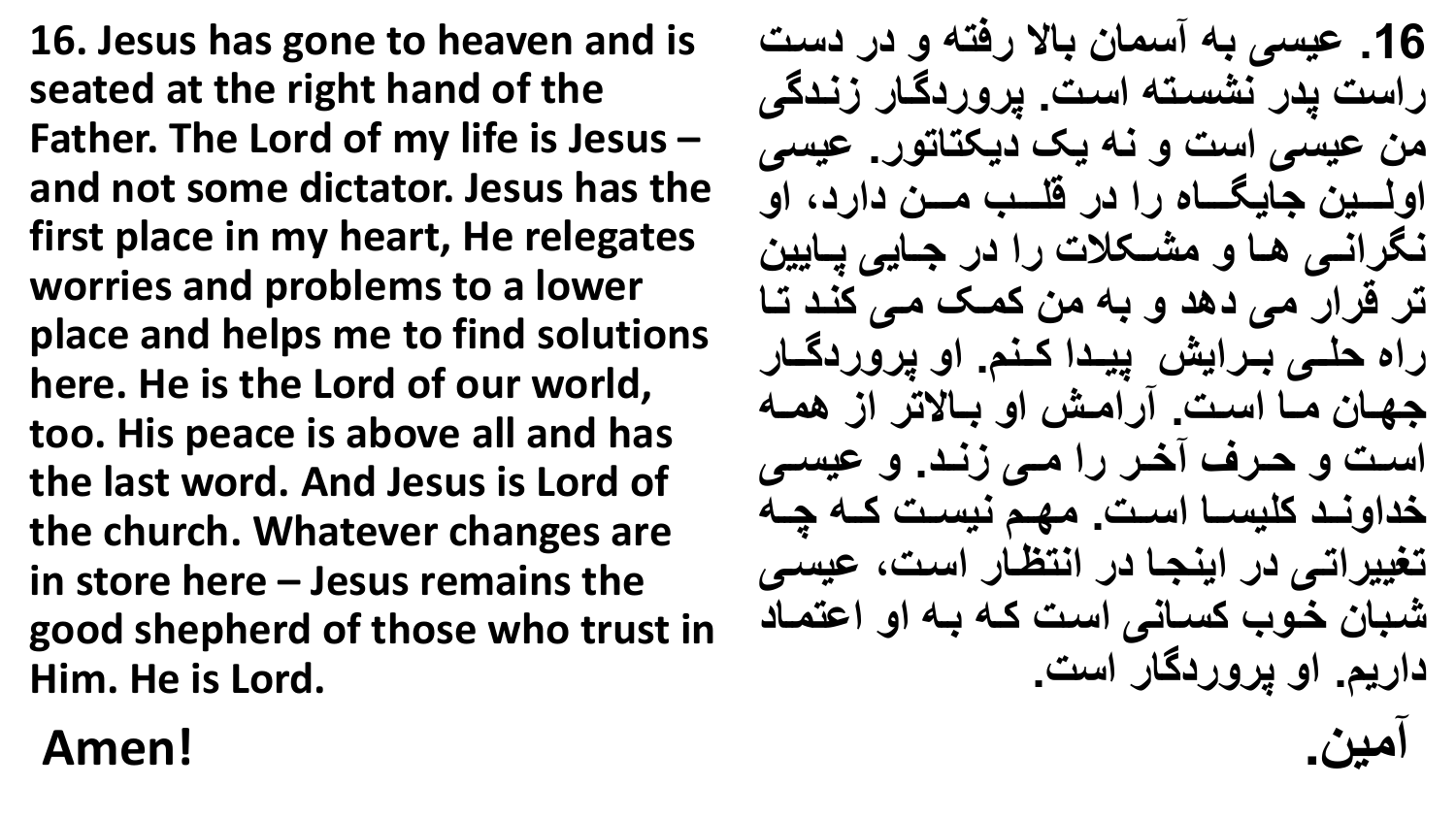**16. Jesus has gone to heaven and is seated at the right hand of the Father. The Lord of my life is Jesus – and not some dictator. Jesus has the first place in my heart, He relegates worries and problems to a lower place and helps me to find solutions here. He is the Lord of our world, too. His peace is above all and has the last word. And Jesus is Lord of the church. Whatever changes are in store here – Jesus remains the good shepherd of those who trust in Him. He is Lord.**

**Amen!**

**16. عیسی به آسمان بالا رفته و در دست راست پدر نشسته است. پروردگار زندگی من عیسی است و نه یک دیکتاتور. عیسی اولین جایگاه را در قلب من دارد، او نگرانی ها و مشکلات را در جایی پایین تر قرار می دهد و به من کمک می کند تا راه حلی برایش پیدا کنم. او پروردگار جهان ما است. آرامش او بالاتر از همه است و حرف آخر را می زند. و عیسی خداوند کلیسا است. مهم نیست که چه تغییراتی در اینجا در انتظار است، عیسی شبان خوب کسانی است که به او اعتماد داریم. او پروردگار است.**

**آمین.**